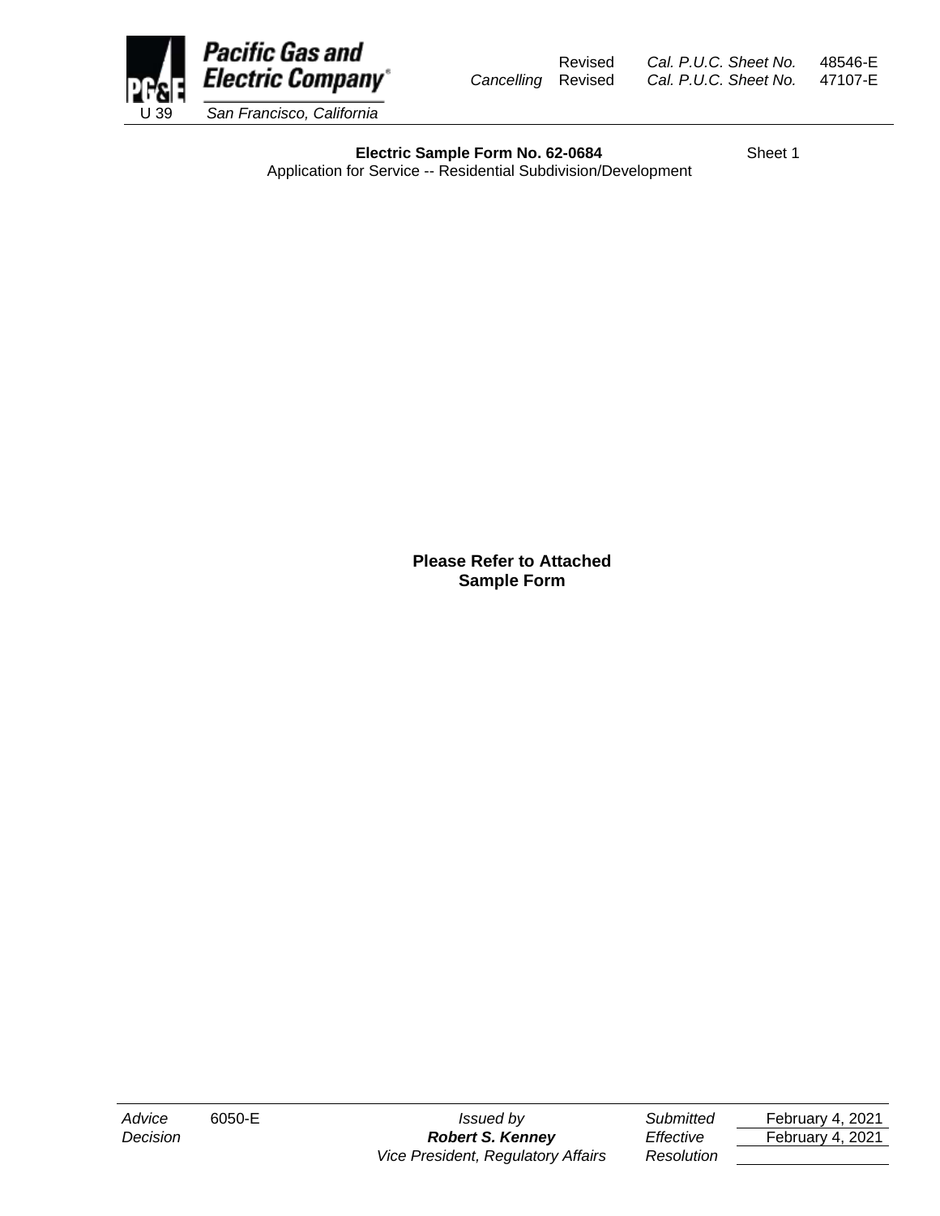Pacific Gas and Electric Company
U 39 San Francisco, California

Revised Cal. P.U.C. Sheet No. 48546-E
Cancelling Revised Cal. P.U.C. Sheet No. 47107-E

**Electric Sample Form No. 62-0684** Sheet 1

Application for Service -- Residential Subdivision/Development

**Please Refer to Attached Sample Form**

| | | | | |
|---|---|---|---|---|
| *Advice* | 6050-E | *Issued by* | *Submitted* | February 4, 2021 |
| *Decision* | | ***Robert S. Kenney*** | *Effective* | February 4, 2021 |
| | | *Vice President, Regulatory Affairs* | *Resolution* | |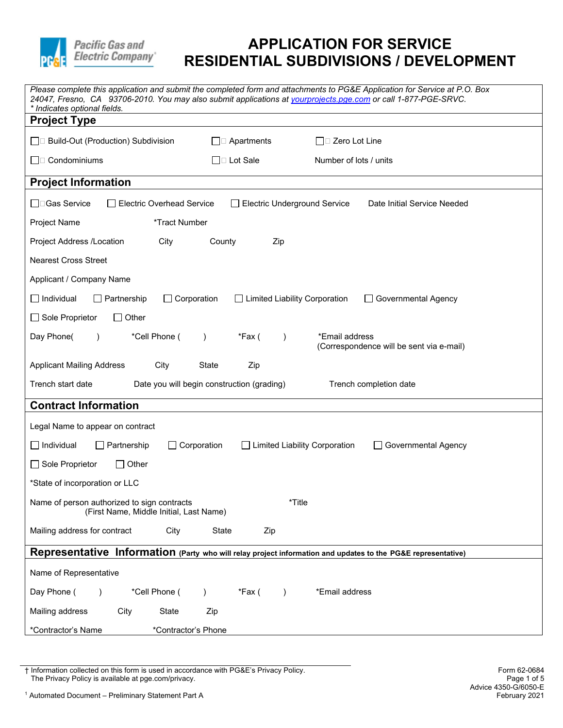Pacific Gas and Electric Company

# APPLICATION FOR SERVICE RESIDENTIAL SUBDIVISIONS / DEVELOPMENT

*Please complete this application and submit the completed form and attachments to PG&E Application for Service at P.O. Box 24047, Fresno, CA 93706-2010. You may also submit applications at [yourprojects.pge.com](https://yourprojects.pge.com) or call 1-877-PGE-SRVC.*
*\* Indicates optional fields.*

## Project Type

☐ Build-Out (Production) Subdivision ☐ Apartments ☐ Zero Lot Line

☐ Condominiums ☐ Lot Sale Number of lots / units

## Project Information

☐ Gas Service ☐ Electric Overhead Service ☐ Electric Underground Service Date Initial Service Needed

Project Name *Tract Number

Project Address /Location City County Zip

Nearest Cross Street

Applicant / Company Name

☐ Individual ☐ Partnership ☐ Corporation ☐ Limited Liability Corporation ☐ Governmental Agency

☐ Sole Proprietor ☐ Other

Day Phone( ) *Cell Phone ( ) *Fax ( ) *Email address (Correspondence will be sent via e-mail)

Applicant Mailing Address City State Zip

Trench start date Date you will begin construction (grading) Trench completion date

## Contract Information

Legal Name to appear on contract

☐ Individual ☐ Partnership ☐ Corporation ☐ Limited Liability Corporation ☐ Governmental Agency

☐ Sole Proprietor ☐ Other

*State of incorporation or LLC

Name of person authorized to sign contracts (First Name, Middle Initial, Last Name) *Title

Mailing address for contract City State Zip

## Representative Information (Party who will relay project information and updates to the PG&E representative)

Name of Representative

Day Phone ( ) *Cell Phone ( ) *Fax ( ) *Email address

Mailing address City State Zip

*Contractor's Name *Contractor's Phone

† Information collected on this form is used in accordance with PG&E's Privacy Policy. The Privacy Policy is available at pge.com/privacy.

[1] Automated Document – Preliminary Statement Part A

Form 62-0684
Advice 4350-G/6050-E
February 2021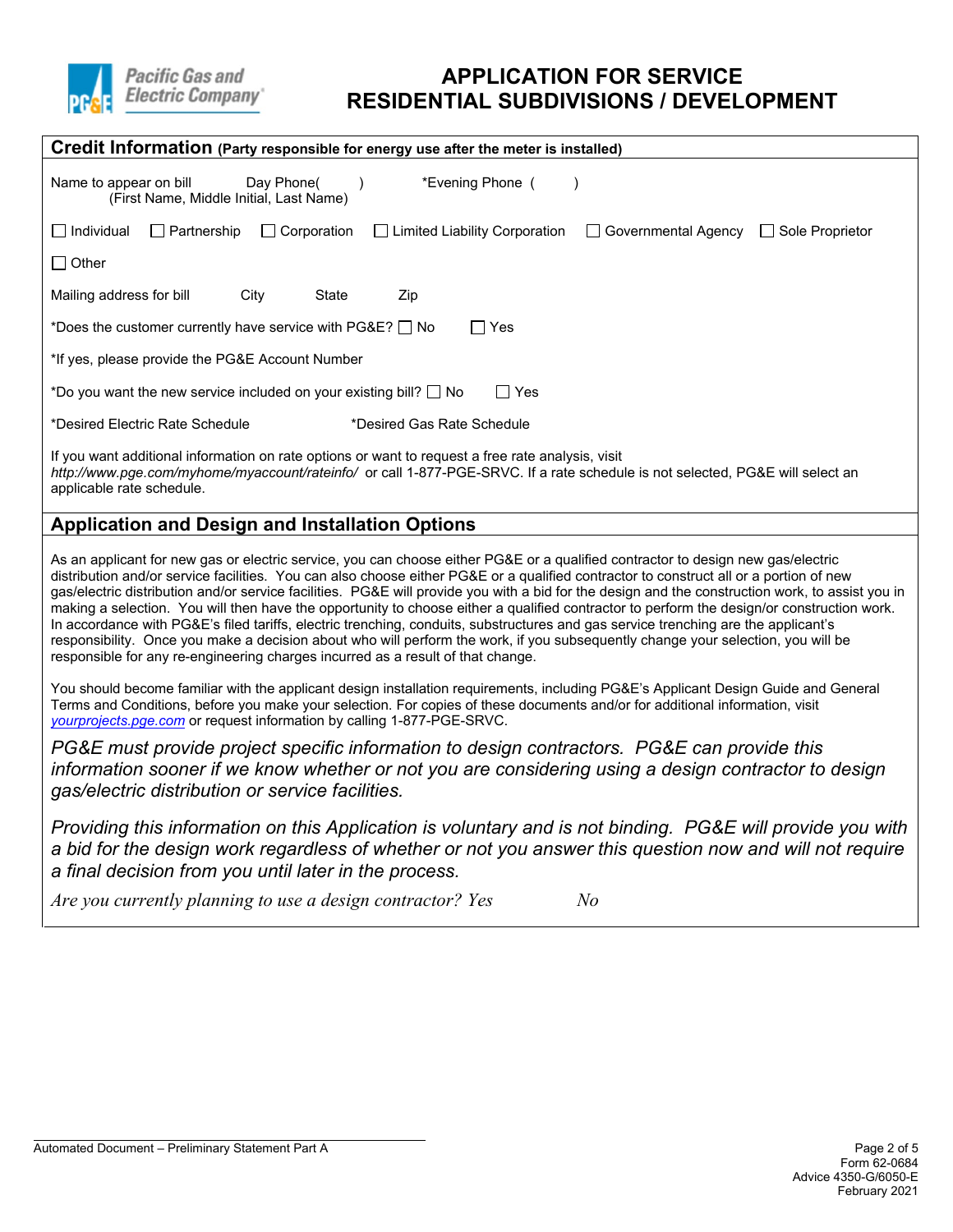Pacific Gas and Electric Company

# APPLICATION FOR SERVICE
# RESIDENTIAL SUBDIVISIONS / DEVELOPMENT

## Credit Information (Party responsible for energy use after the meter is installed)

Name to appear on bill (First Name, Middle Initial, Last Name) Day Phone( ) *Evening Phone ( )

☐ Individual ☐ Partnership ☐ Corporation ☐ Limited Liability Corporation ☐ Governmental Agency ☐ Sole Proprietor

☐ Other

Mailing address for bill City State Zip

*Does the customer currently have service with PG&E? ☐ No ☐ Yes

*If yes, please provide the PG&E Account Number

*Do you want the new service included on your existing bill? ☐ No ☐ Yes

*Desired Electric Rate Schedule *Desired Gas Rate Schedule

If you want additional information on rate options or want to request a free rate analysis, visit *http://www.pge.com/myhome/myaccount/rateinfo/* or call 1-877-PGE-SRVC. If a rate schedule is not selected, PG&E will select an applicable rate schedule.

## Application and Design and Installation Options

As an applicant for new gas or electric service, you can choose either PG&E or a qualified contractor to design new gas/electric distribution and/or service facilities. You can also choose either PG&E or a qualified contractor to construct all or a portion of new gas/electric distribution and/or service facilities. PG&E will provide you with a bid for the design and the construction work, to assist you in making a selection. You will then have the opportunity to choose either a qualified contractor to perform the design/or construction work. In accordance with PG&E's filed tariffs, electric trenching, conduits, substructures and gas service trenching are the applicant's responsibility. Once you make a decision about who will perform the work, if you subsequently change your selection, you will be responsible for any re-engineering charges incurred as a result of that change.

You should become familiar with the applicant design installation requirements, including PG&E's Applicant Design Guide and General Terms and Conditions, before you make your selection. For copies of these documents and/or for additional information, visit yourprojects.pge.com or request information by calling 1-877-PGE-SRVC.

*PG&E must provide project specific information to design contractors. PG&E can provide this information sooner if we know whether or not you are considering using a design contractor to design gas/electric distribution or service facilities.*

*Providing this information on this Application is voluntary and is not binding. PG&E will provide you with a bid for the design work regardless of whether or not you answer this question now and will not require a final decision from you until later in the process.*

*Are you currently planning to use a design contractor? Yes No*

Automated Document – Preliminary Statement Part A

Form 62-0684
Advice 4350-G/6050-E
February 2021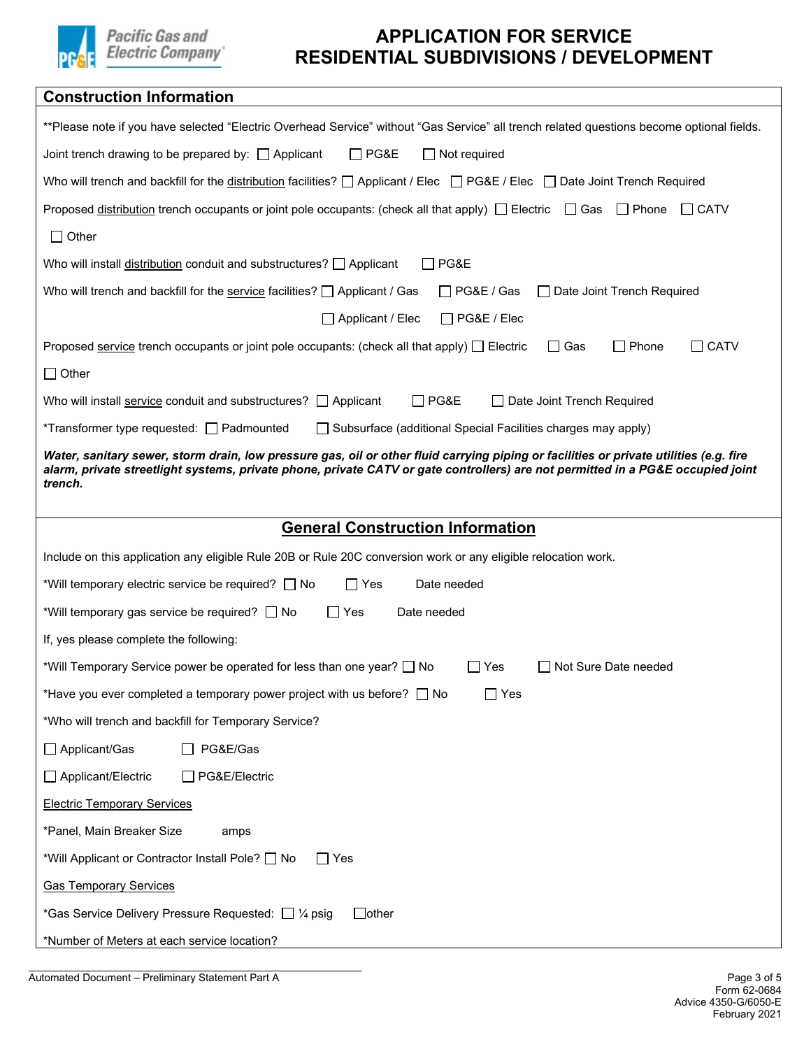# APPLICATION FOR SERVICE RESIDENTIAL SUBDIVISIONS / DEVELOPMENT

## Construction Information

**Please note if you have selected "Electric Overhead Service" without "Gas Service" all trench related questions become optional fields.

Joint trench drawing to be prepared by: ☐ Applicant ☐ PG&E ☐ Not required

Who will trench and backfill for the distribution facilities? ☐ Applicant / Elec ☐ PG&E / Elec ☐ Date Joint Trench Required

Proposed distribution trench occupants or joint pole occupants: (check all that apply) ☐ Electric ☐ Gas ☐ Phone ☐ CATV ☐ Other

Who will install distribution conduit and substructures? ☐ Applicant ☐ PG&E

Who will trench and backfill for the service facilities? ☐ Applicant / Gas ☐ PG&E / Gas ☐ Date Joint Trench Required ☐ Applicant / Elec ☐ PG&E / Elec

Proposed service trench occupants or joint pole occupants: (check all that apply) ☐ Electric ☐ Gas ☐ Phone ☐ CATV ☐ Other

Who will install service conduit and substructures? ☐ Applicant ☐ PG&E ☐ Date Joint Trench Required

*Transformer type requested: ☐ Padmounted ☐ Subsurface (additional Special Facilities charges may apply)

***Water, sanitary sewer, storm drain, low pressure gas, oil or other fluid carrying piping or facilities or private utilities (e.g. fire alarm, private streetlight systems, private phone, private CATV or gate controllers) are not permitted in a PG&E occupied joint trench.***

## General Construction Information

Include on this application any eligible Rule 20B or Rule 20C conversion work or any eligible relocation work.

*Will temporary electric service be required? ☐ No ☐ Yes Date needed

*Will temporary gas service be required? ☐ No ☐ Yes Date needed

If, yes please complete the following:

*Will Temporary Service power be operated for less than one year? ☐ No ☐ Yes ☐ Not Sure Date needed

*Have you ever completed a temporary power project with us before? ☐ No ☐ Yes

*Who will trench and backfill for Temporary Service?

☐ Applicant/Gas ☐ PG&E/Gas

☐ Applicant/Electric ☐ PG&E/Electric

Electric Temporary Services

*Panel, Main Breaker Size amps

*Will Applicant or Contractor Install Pole? ☐ No ☐ Yes

Gas Temporary Services

*Gas Service Delivery Pressure Requested: ☐ ¼ psig ☐ other

*Number of Meters at each service location?

Automated Document – Preliminary Statement Part A

Form 62-0684
Advice 4350-G/6050-E
February 2021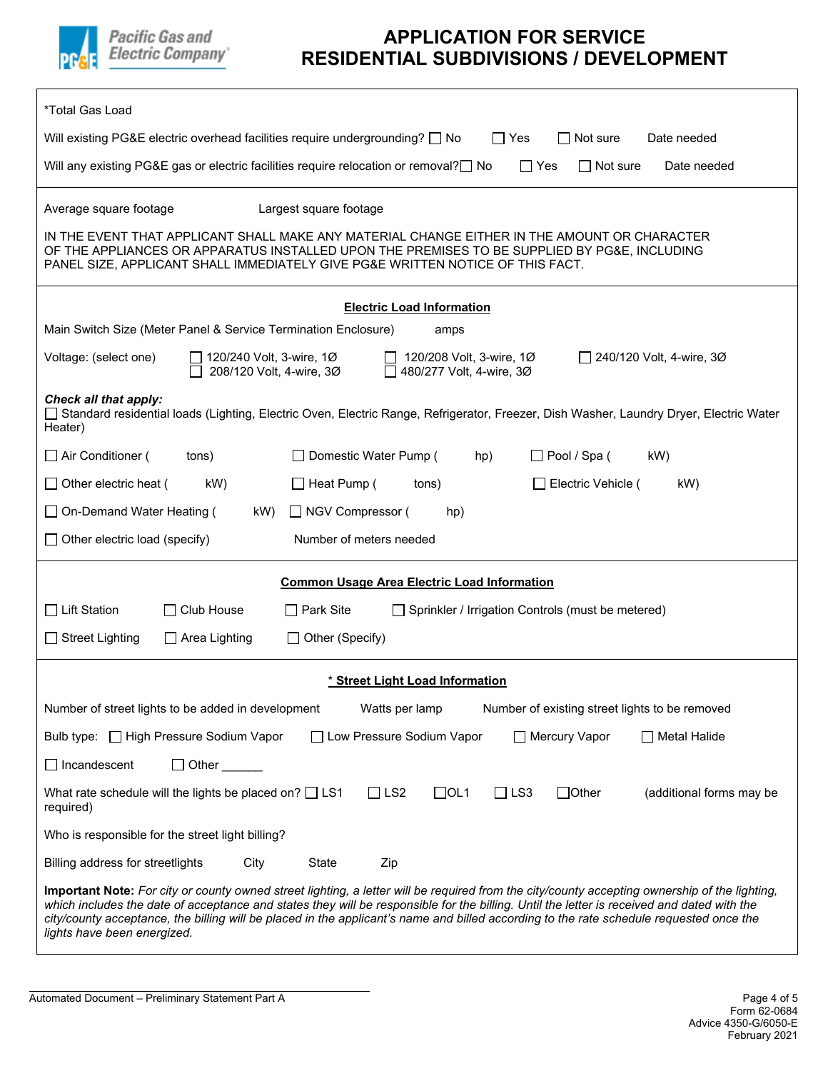# APPLICATION FOR SERVICE
# RESIDENTIAL SUBDIVISIONS / DEVELOPMENT

*Total Gas Load

Will existing PG&E electric overhead facilities require undergrounding? ☐ No ☐ Yes ☐ Not sure Date needed

Will any existing PG&E gas or electric facilities require relocation or removal? ☐ No ☐ Yes ☐ Not sure Date needed

Average square footage Largest square footage

IN THE EVENT THAT APPLICANT SHALL MAKE ANY MATERIAL CHANGE EITHER IN THE AMOUNT OR CHARACTER OF THE APPLIANCES OR APPARATUS INSTALLED UPON THE PREMISES TO BE SUPPLIED BY PG&E, INCLUDING PANEL SIZE, APPLICANT SHALL IMMEDIATELY GIVE PG&E WRITTEN NOTICE OF THIS FACT.

## Electric Load Information

Main Switch Size (Meter Panel & Service Termination Enclosure) amps

Voltage: (select one) ☐ 120/240 Volt, 3-wire, 1Ø ☐ 120/208 Volt, 3-wire, 1Ø ☐ 240/120 Volt, 4-wire, 3Ø ☐ 208/120 Volt, 4-wire, 3Ø ☐ 480/277 Volt, 4-wire, 3Ø

***Check all that apply:***
☐ Standard residential loads (Lighting, Electric Oven, Electric Range, Refrigerator, Freezer, Dish Washer, Laundry Dryer, Electric Water Heater)

☐ Air Conditioner ( tons) ☐ Domestic Water Pump ( hp) ☐ Pool / Spa ( kW)

☐ Other electric heat ( kW) ☐ Heat Pump ( tons) ☐ Electric Vehicle ( kW)

☐ On-Demand Water Heating ( kW) ☐ NGV Compressor ( hp)

☐ Other electric load (specify) Number of meters needed

## Common Usage Area Electric Load Information

☐ Lift Station ☐ Club House ☐ Park Site ☐ Sprinkler / Irrigation Controls (must be metered)

☐ Street Lighting ☐ Area Lighting ☐ Other (Specify)

## * Street Light Load Information

Number of street lights to be added in development Watts per lamp Number of existing street lights to be removed

Bulb type: ☐ High Pressure Sodium Vapor ☐ Low Pressure Sodium Vapor ☐ Mercury Vapor ☐ Metal Halide

☐ Incandescent ☐ Other ______

What rate schedule will the lights be placed on? ☐ LS1 ☐ LS2 ☐ OL1 ☐ LS3 ☐ Other (additional forms may be required)

Who is responsible for the street light billing?

Billing address for streetlights City State Zip

**Important Note:** *For city or county owned street lighting, a letter will be required from the city/county accepting ownership of the lighting, which includes the date of acceptance and states they will be responsible for the billing. Until the letter is received and dated with the city/county acceptance, the billing will be placed in the applicant's name and billed according to the rate schedule requested once the lights have been energized.*

Automated Document – Preliminary Statement Part A

Form 62-0684
Advice 4350-G/6050-E
February 2021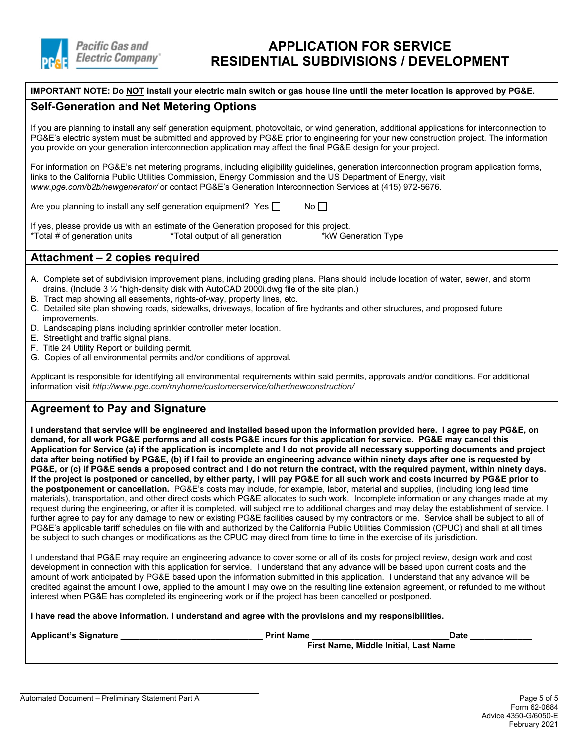# APPLICATION FOR SERVICE
# RESIDENTIAL SUBDIVISIONS / DEVELOPMENT

**IMPORTANT NOTE: Do NOT install your electric main switch or gas house line until the meter location is approved by PG&E.**

## Self-Generation and Net Metering Options

If you are planning to install any self generation equipment, photovoltaic, or wind generation, additional applications for interconnection to PG&E's electric system must be submitted and approved by PG&E prior to engineering for your new construction project. The information you provide on your generation interconnection application may affect the final PG&E design for your project.

For information on PG&E's net metering programs, including eligibility guidelines, generation interconnection program application forms, links to the California Public Utilities Commission, Energy Commission and the US Department of Energy, visit *www.pge.com/b2b/newgenerator/* or contact PG&E's Generation Interconnection Services at (415) 972-5676.

Are you planning to install any self generation equipment? Yes ☐ No ☐

If yes, please provide us with an estimate of the Generation proposed for this project.
*Total # of generation units *Total output of all generation *kW Generation Type

## Attachment – 2 copies required

A. Complete set of subdivision improvement plans, including grading plans. Plans should include location of water, sewer, and storm drains. (Include 3 ½ "high-density disk with AutoCAD 2000i.dwg file of the site plan.)
B. Tract map showing all easements, rights-of-way, property lines, etc.
C. Detailed site plan showing roads, sidewalks, driveways, location of fire hydrants and other structures, and proposed future improvements.
D. Landscaping plans including sprinkler controller meter location.
E. Streetlight and traffic signal plans.
F. Title 24 Utility Report or building permit.
G. Copies of all environmental permits and/or conditions of approval.

Applicant is responsible for identifying all environmental requirements within said permits, approvals and/or conditions. For additional information visit *http://www.pge.com/myhome/customerservice/other/newconstruction/*

## Agreement to Pay and Signature

**I understand that service will be engineered and installed based upon the information provided here. I agree to pay PG&E, on demand, for all work PG&E performs and all costs PG&E incurs for this application for service. PG&E may cancel this Application for Service (a) if the application is incomplete and I do not provide all necessary supporting documents and project data after being notified by PG&E, (b) if I fail to provide an engineering advance within ninety days after one is requested by PG&E, or (c) if PG&E sends a proposed contract and I do not return the contract, with the required payment, within ninety days. If the project is postponed or cancelled, by either party, I will pay PG&E for all such work and costs incurred by PG&E prior to the postponement or cancellation.** PG&E's costs may include, for example, labor, material and supplies, (including long lead time materials), transportation, and other direct costs which PG&E allocates to such work. Incomplete information or any changes made at my request during the engineering, or after it is completed, will subject me to additional charges and may delay the establishment of service. I further agree to pay for any damage to new or existing PG&E facilities caused by my contractors or me. Service shall be subject to all of PG&E's applicable tariff schedules on file with and authorized by the California Public Utilities Commission (CPUC) and shall at all times be subject to such changes or modifications as the CPUC may direct from time to time in the exercise of its jurisdiction.

I understand that PG&E may require an engineering advance to cover some or all of its costs for project review, design work and cost development in connection with this application for service. I understand that any advance will be based upon current costs and the amount of work anticipated by PG&E based upon the information submitted in this application. I understand that any advance will be credited against the amount I owe, applied to the amount I may owe on the resulting line extension agreement, or refunded to me without interest when PG&E has completed its engineering work or if the project has been cancelled or postponed.

**I have read the above information. I understand and agree with the provisions and my responsibilities.**

**Applicant's Signature** ______________________________ **Print Name** ______________________________ **Date** _____________
**First Name, Middle Initial, Last Name**

Automated Document – Preliminary Statement Part A

Form 62-0684
Advice 4350-G/6050-E
February 2021